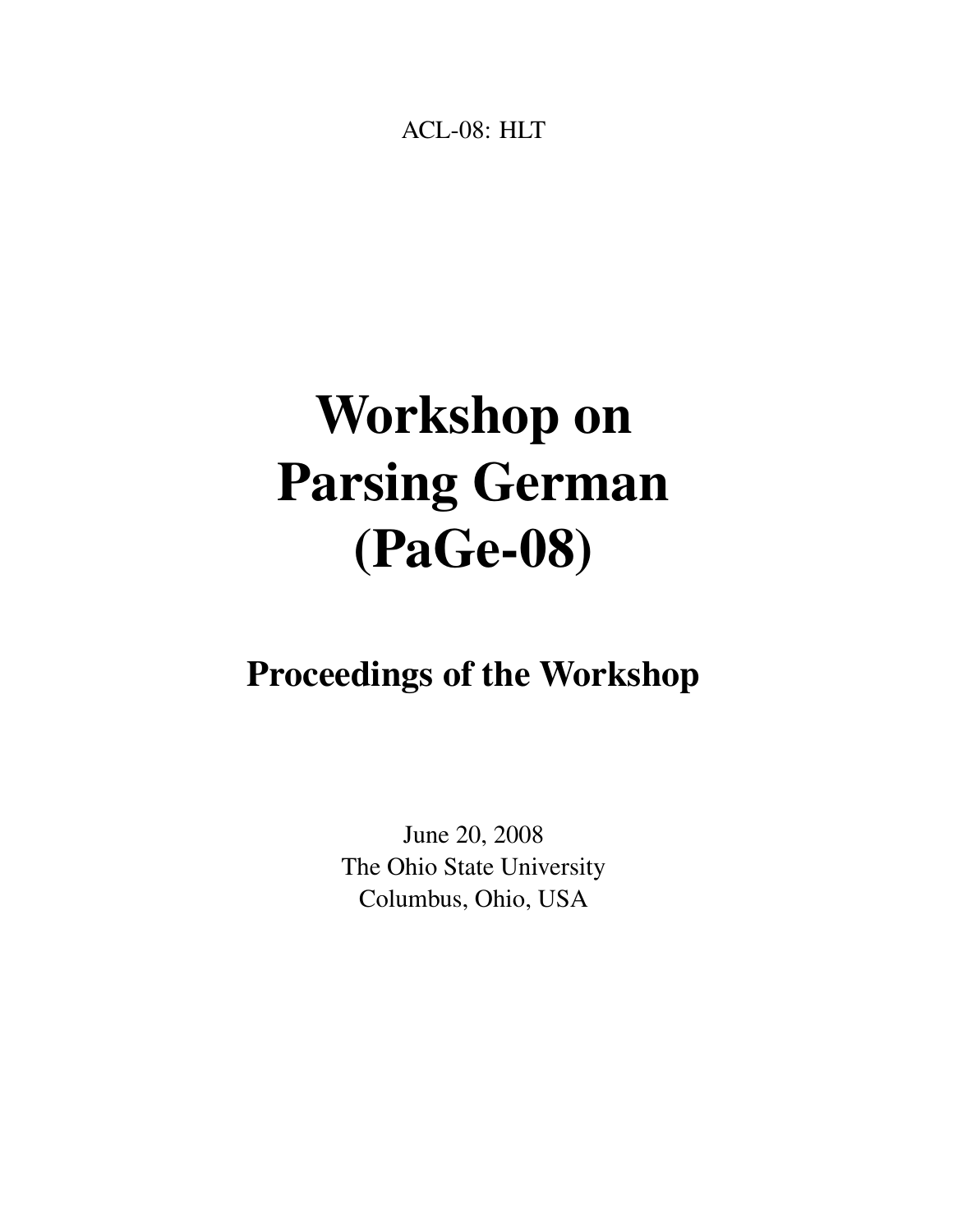ACL-08: HLT

# Workshop on Parsing German (PaGe-08)

## Proceedings of the Workshop

June 20, 2008
The Ohio State University
Columbus, Ohio, USA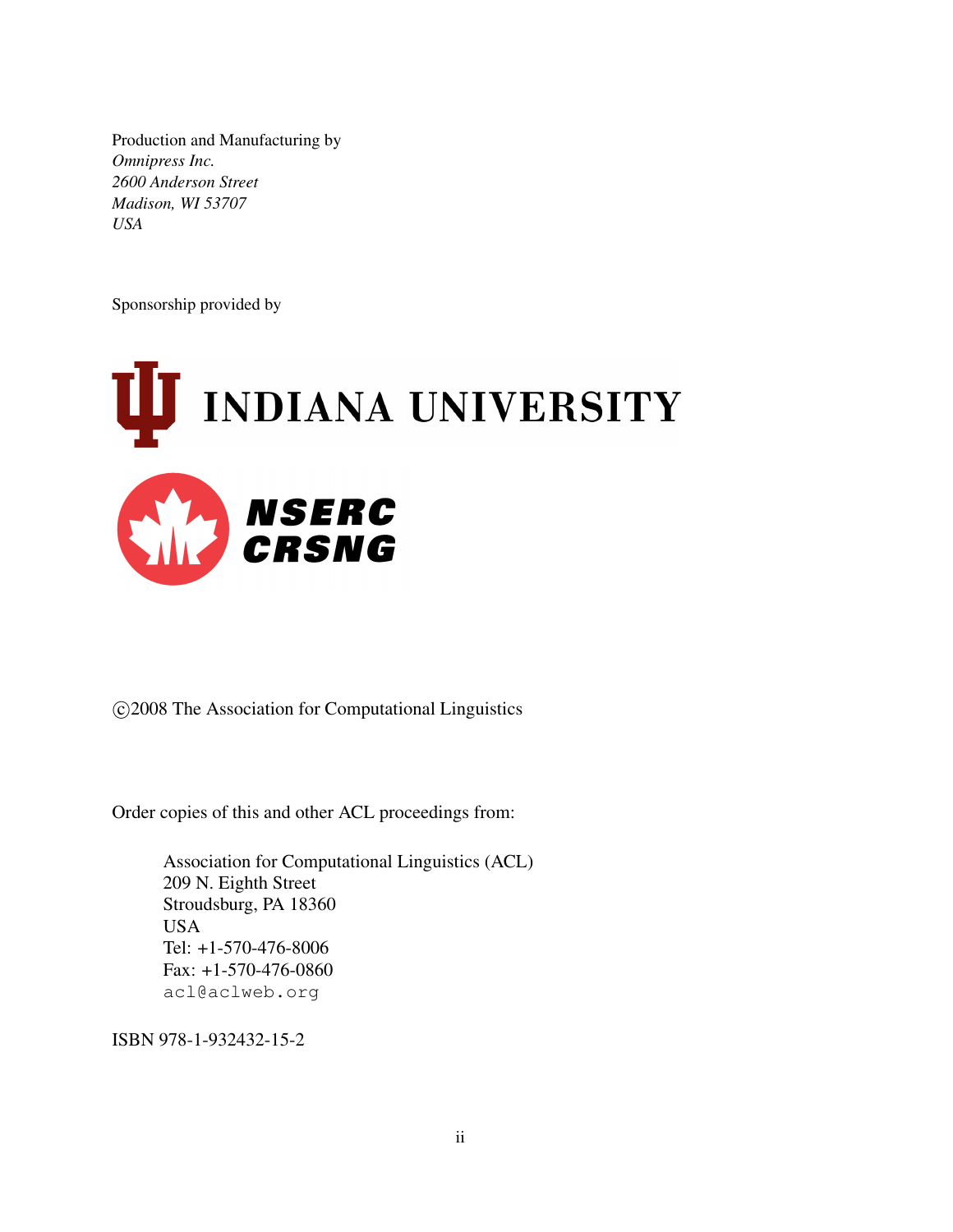Production and Manufacturing by
*Omnipress Inc.*
*2600 Anderson Street*
*Madison, WI 53707*
*USA*

Sponsorship provided by

INDIANA UNIVERSITY

NSERC
CRSNG

©2008 The Association for Computational Linguistics

Order copies of this and other ACL proceedings from:

> Association for Computational Linguistics (ACL)
> 209 N. Eighth Street
> Stroudsburg, PA 18360
> USA
> Tel: +1-570-476-8006
> Fax: +1-570-476-0860
> acl@aclweb.org

ISBN 978-1-932432-15-2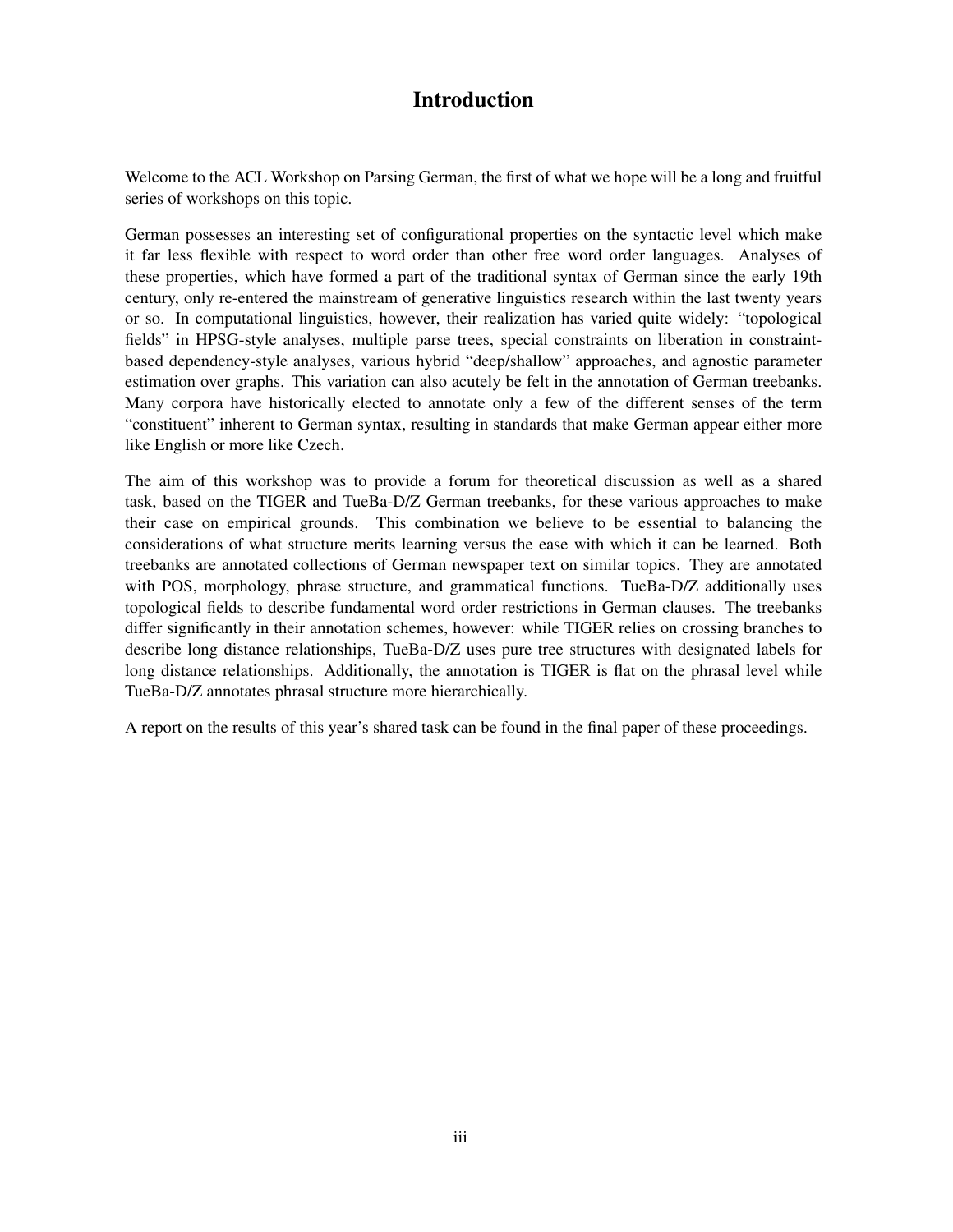# Introduction

Welcome to the ACL Workshop on Parsing German, the first of what we hope will be a long and fruitful series of workshops on this topic.

German possesses an interesting set of configurational properties on the syntactic level which make it far less flexible with respect to word order than other free word order languages. Analyses of these properties, which have formed a part of the traditional syntax of German since the early 19th century, only re-entered the mainstream of generative linguistics research within the last twenty years or so. In computational linguistics, however, their realization has varied quite widely: "topological fields" in HPSG-style analyses, multiple parse trees, special constraints on liberation in constraint-based dependency-style analyses, various hybrid "deep/shallow" approaches, and agnostic parameter estimation over graphs. This variation can also acutely be felt in the annotation of German treebanks. Many corpora have historically elected to annotate only a few of the different senses of the term "constituent" inherent to German syntax, resulting in standards that make German appear either more like English or more like Czech.

The aim of this workshop was to provide a forum for theoretical discussion as well as a shared task, based on the TIGER and TueBa-D/Z German treebanks, for these various approaches to make their case on empirical grounds. This combination we believe to be essential to balancing the considerations of what structure merits learning versus the ease with which it can be learned. Both treebanks are annotated collections of German newspaper text on similar topics. They are annotated with POS, morphology, phrase structure, and grammatical functions. TueBa-D/Z additionally uses topological fields to describe fundamental word order restrictions in German clauses. The treebanks differ significantly in their annotation schemes, however: while TIGER relies on crossing branches to describe long distance relationships, TueBa-D/Z uses pure tree structures with designated labels for long distance relationships. Additionally, the annotation is TIGER is flat on the phrasal level while TueBa-D/Z annotates phrasal structure more hierarchically.

A report on the results of this year's shared task can be found in the final paper of these proceedings.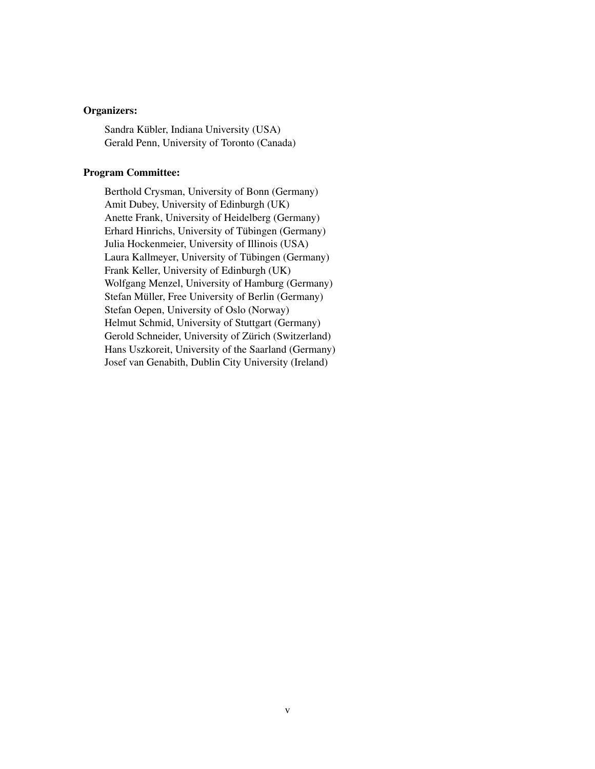**Organizers:**

Sandra Kübler, Indiana University (USA)
Gerald Penn, University of Toronto (Canada)

**Program Committee:**

Berthold Crysman, University of Bonn (Germany)
Amit Dubey, University of Edinburgh (UK)
Anette Frank, University of Heidelberg (Germany)
Erhard Hinrichs, University of Tübingen (Germany)
Julia Hockenmeier, University of Illinois (USA)
Laura Kallmeyer, University of Tübingen (Germany)
Frank Keller, University of Edinburgh (UK)
Wolfgang Menzel, University of Hamburg (Germany)
Stefan Müller, Free University of Berlin (Germany)
Stefan Oepen, University of Oslo (Norway)
Helmut Schmid, University of Stuttgart (Germany)
Gerold Schneider, University of Zürich (Switzerland)
Hans Uszkoreit, University of the Saarland (Germany)
Josef van Genabith, Dublin City University (Ireland)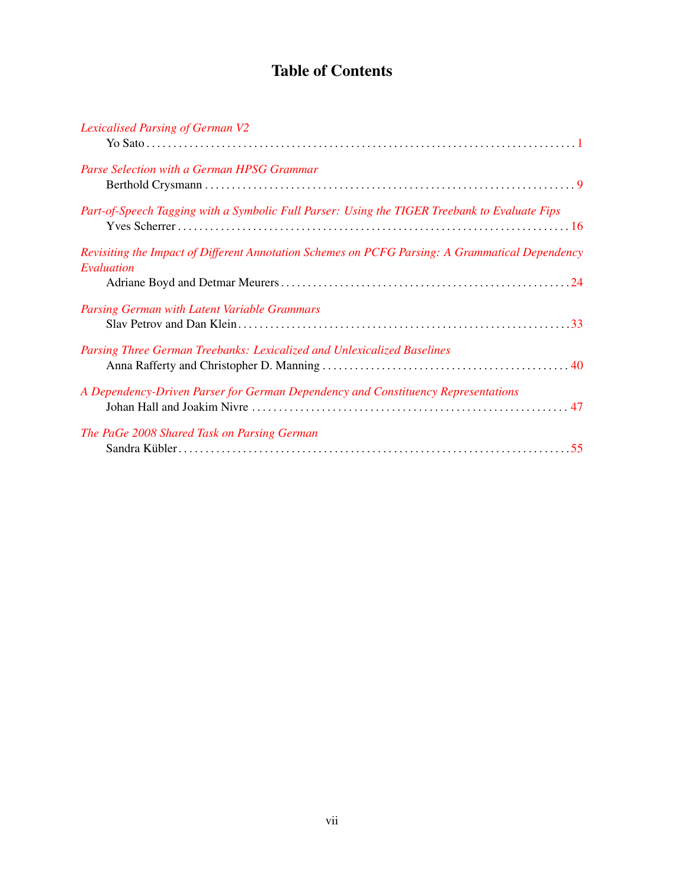# Table of Contents

*Lexicalised Parsing of German V2*
Yo Sato . . . . . . . . . . . . . . . . . . . . . . . . . . . . . . . . . . . . . . . . . . . . . . . . . . . . . . . . . . . . . . . . . 1

*Parse Selection with a German HPSG Grammar*
Berthold Crysmann . . . . . . . . . . . . . . . . . . . . . . . . . . . . . . . . . . . . . . . . . . . . . . . . . . . . . . . . . . 9

*Part-of-Speech Tagging with a Symbolic Full Parser: Using the TIGER Treebank to Evaluate Fips*
Yves Scherrer . . . . . . . . . . . . . . . . . . . . . . . . . . . . . . . . . . . . . . . . . . . . . . . . . . . . . . . . . . . . . 16

*Revisiting the Impact of Different Annotation Schemes on PCFG Parsing: A Grammatical Dependency Evaluation*
Adriane Boyd and Detmar Meurers . . . . . . . . . . . . . . . . . . . . . . . . . . . . . . . . . . . . . . . . . . . . 24

*Parsing German with Latent Variable Grammars*
Slav Petrov and Dan Klein . . . . . . . . . . . . . . . . . . . . . . . . . . . . . . . . . . . . . . . . . . . . . . . . . . . 33

*Parsing Three German Treebanks: Lexicalized and Unlexicalized Baselines*
Anna Rafferty and Christopher D. Manning . . . . . . . . . . . . . . . . . . . . . . . . . . . . . . . . . . . . 40

*A Dependency-Driven Parser for German Dependency and Constituency Representations*
Johan Hall and Joakim Nivre . . . . . . . . . . . . . . . . . . . . . . . . . . . . . . . . . . . . . . . . . . . . . . . . . 47

*The PaGe 2008 Shared Task on Parsing German*
Sandra Kübler . . . . . . . . . . . . . . . . . . . . . . . . . . . . . . . . . . . . . . . . . . . . . . . . . . . . . . . . . . . . . 55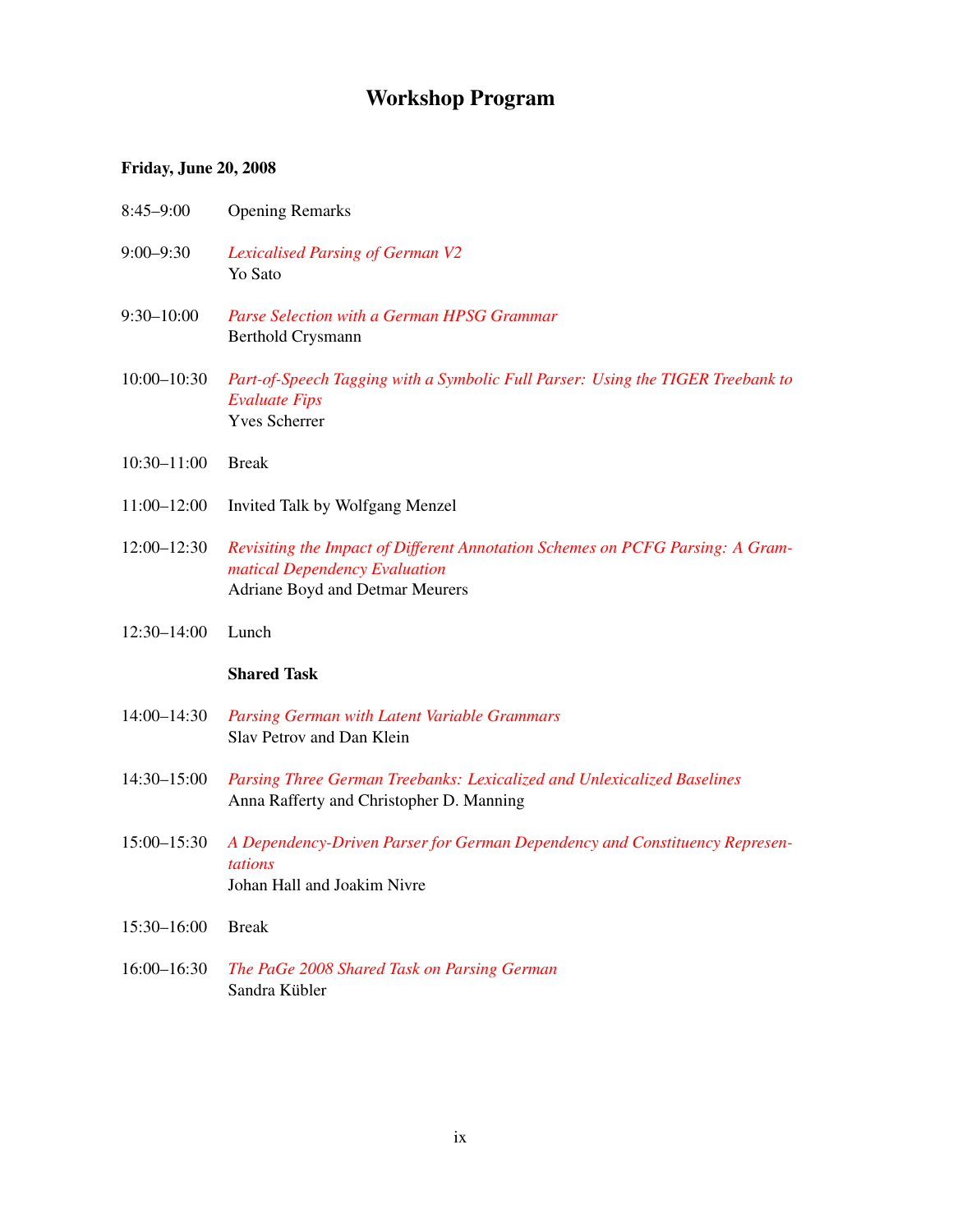# Workshop Program

**Friday, June 20, 2008**

8:45–9:00 Opening Remarks

9:00–9:30 *Lexicalised Parsing of German V2*
Yo Sato

9:30–10:00 *Parse Selection with a German HPSG Grammar*
Berthold Crysmann

10:00–10:30 *Part-of-Speech Tagging with a Symbolic Full Parser: Using the TIGER Treebank to Evaluate Fips*
Yves Scherrer

10:30–11:00 Break

11:00–12:00 Invited Talk by Wolfgang Menzel

12:00–12:30 *Revisiting the Impact of Different Annotation Schemes on PCFG Parsing: A Grammatical Dependency Evaluation*
Adriane Boyd and Detmar Meurers

12:30–14:00 Lunch

**Shared Task**

14:00–14:30 *Parsing German with Latent Variable Grammars*
Slav Petrov and Dan Klein

14:30–15:00 *Parsing Three German Treebanks: Lexicalized and Unlexicalized Baselines*
Anna Rafferty and Christopher D. Manning

15:00–15:30 *A Dependency-Driven Parser for German Dependency and Constituency Representations*
Johan Hall and Joakim Nivre

15:30–16:00 Break

16:00–16:30 *The PaGe 2008 Shared Task on Parsing German*
Sandra Kübler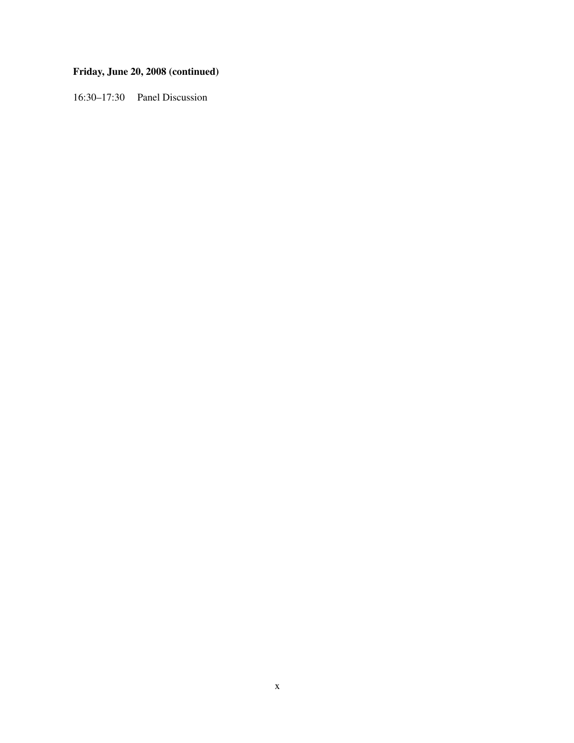**Friday, June 20, 2008 (continued)**

16:30–17:30 Panel Discussion